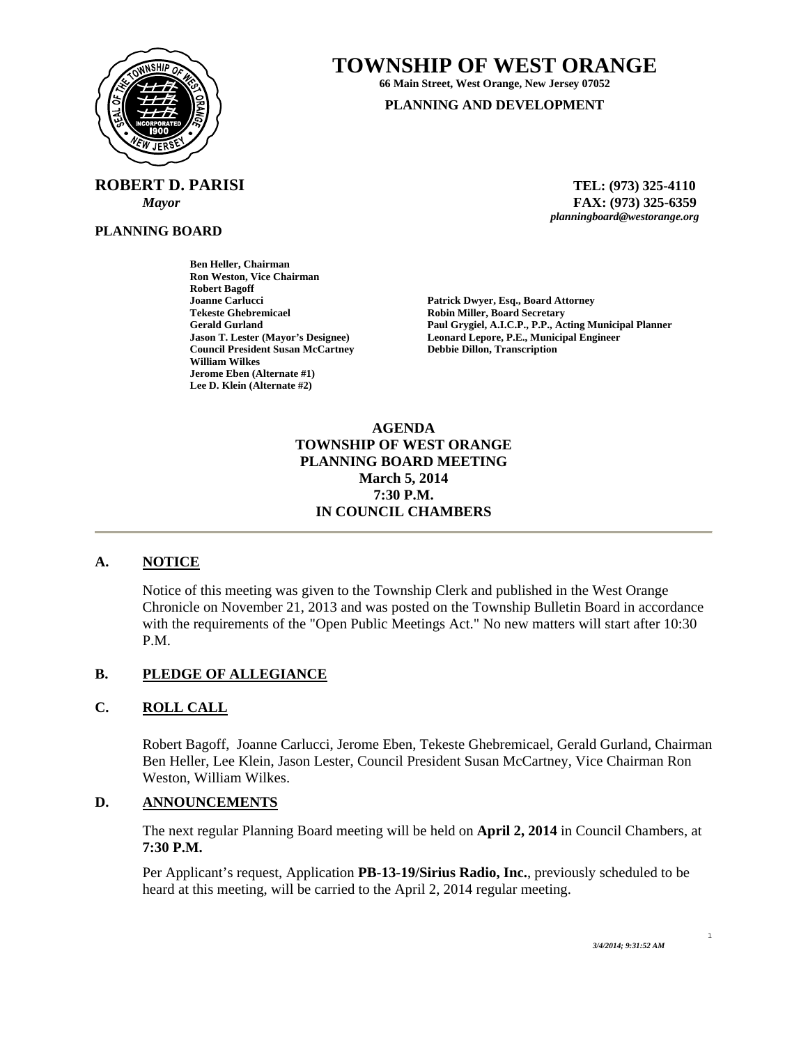# TOWNSHIP OF WEST ORANGE

**66 Main Street, West Orange, New Jersey 07052**

**PLANNING AND DEVELOPMENT**

**ROBERT D. PARISI**
***Mayor***

**TEL: (973) 325-4110**
**FAX: (973) 325-6359**
***planningboard@westorange.org***

**PLANNING BOARD**

**Ben Heller, Chairman**
**Ron Weston, Vice Chairman**
**Robert Bagoff**
**Joanne Carlucci**
**Tekeste Ghebremicael**
**Gerald Gurland**
**Jason T. Lester (Mayor's Designee)**
**Council President Susan McCartney**
**William Wilkes**
**Jerome Eben (Alternate #1)**
**Lee D. Klein (Alternate #2)**

**Patrick Dwyer, Esq., Board Attorney**
**Robin Miller, Board Secretary**
**Paul Grygiel, A.I.C.P., P.P., Acting Municipal Planner**
**Leonard Lepore, P.E., Municipal Engineer**
**Debbie Dillon, Transcription**

**AGENDA**
**TOWNSHIP OF WEST ORANGE**
**PLANNING BOARD MEETING**
**March 5, 2014**
**7:30 P.M.**
**IN COUNCIL CHAMBERS**

---

## A. NOTICE

Notice of this meeting was given to the Township Clerk and published in the West Orange Chronicle on November 21, 2013 and was posted on the Township Bulletin Board in accordance with the requirements of the "Open Public Meetings Act." No new matters will start after 10:30 P.M.

## B. PLEDGE OF ALLEGIANCE

## C. ROLL CALL

Robert Bagoff, Joanne Carlucci, Jerome Eben, Tekeste Ghebremicael, Gerald Gurland, Chairman Ben Heller, Lee Klein, Jason Lester, Council President Susan McCartney, Vice Chairman Ron Weston, William Wilkes.

## D. ANNOUNCEMENTS

The next regular Planning Board meeting will be held on **April 2, 2014** in Council Chambers, at **7:30 P.M.**

Per Applicant's request, Application **PB-13-19/Sirius Radio, Inc.**, previously scheduled to be heard at this meeting, will be carried to the April 2, 2014 regular meeting.

*3/4/2014; 9:31:52 AM*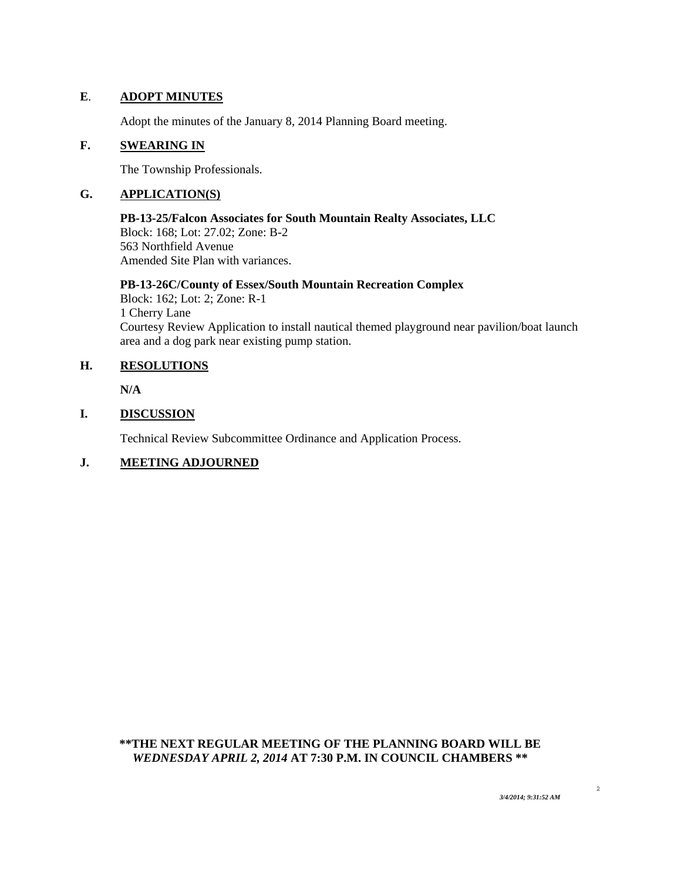**E**. **ADOPT MINUTES**

Adopt the minutes of the January 8, 2014 Planning Board meeting.

**F. SWEARING IN**

The Township Professionals.

**G. APPLICATION(S)**

**PB-13-25/Falcon Associates for South Mountain Realty Associates, LLC**
Block: 168; Lot: 27.02; Zone: B-2
563 Northfield Avenue
Amended Site Plan with variances.

**PB-13-26C/County of Essex/South Mountain Recreation Complex**
Block: 162; Lot: 2; Zone: R-1
1 Cherry Lane
Courtesy Review Application to install nautical themed playground near pavilion/boat launch area and a dog park near existing pump station.

**H. RESOLUTIONS**

**N/A**

**I. DISCUSSION**

Technical Review Subcommittee Ordinance and Application Process.

**J. MEETING ADJOURNED**

**\*\*THE NEXT REGULAR MEETING OF THE PLANNING BOARD WILL BE *WEDNESDAY APRIL 2, 2014* AT 7:30 P.M. IN COUNCIL CHAMBERS \*\***

*3/4/2014; 9:31:52 AM*